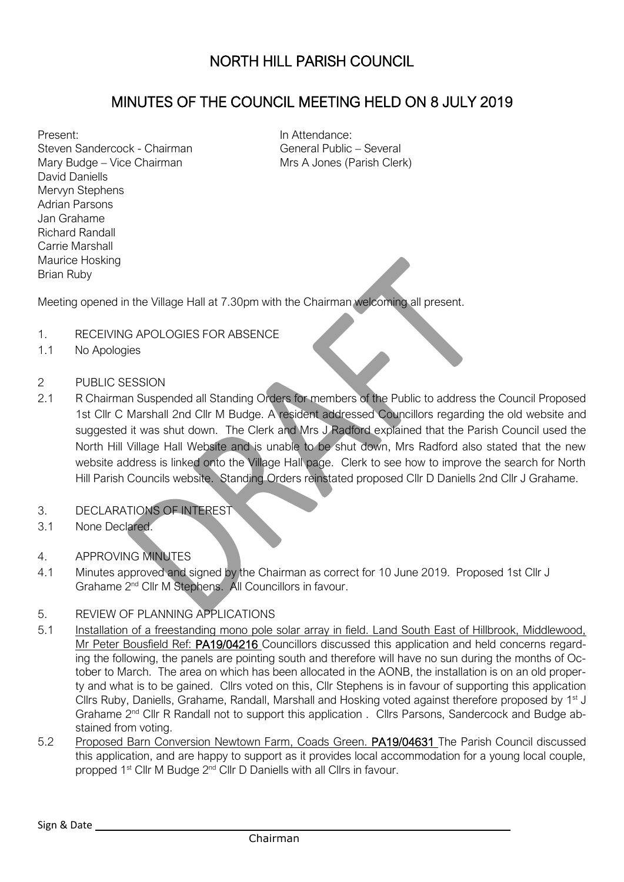# NORTH HILL PARISH COUNCIL

## MINUTES OF THE COUNCIL MEETING HELD ON 8 JULY 2019

Present:
Steven Sandercock - Chairman
Mary Budge – Vice Chairman
David Daniells
Mervyn Stephens
Adrian Parsons
Jan Grahame
Richard Randall
Carrie Marshall
Maurice Hosking
Brian Ruby

In Attendance:
General Public – Several
Mrs A Jones (Parish Clerk)

Meeting opened in the Village Hall at 7.30pm with the Chairman welcoming all present.

1. RECEIVING APOLOGIES FOR ABSENCE
1.1 No Apologies

2 PUBLIC SESSION
2.1 R Chairman Suspended all Standing Orders for members of the Public to address the Council Proposed 1st Cllr C Marshall 2nd Cllr M Budge. A resident addressed Councillors regarding the old website and suggested it was shut down. The Clerk and Mrs J Radford explained that the Parish Council used the North Hill Village Hall Website and is unable to be shut down, Mrs Radford also stated that the new website address is linked onto the Village Hall page. Clerk to see how to improve the search for North Hill Parish Councils website. Standing Orders reinstated proposed Cllr D Daniells 2nd Cllr J Grahame.

3. DECLARATIONS OF INTEREST
3.1 None Declared.

4. APPROVING MINUTES
4.1 Minutes approved and signed by the Chairman as correct for 10 June 2019. Proposed 1st Cllr J Grahame 2nd Cllr M Stephens. All Councillors in favour.

5. REVIEW OF PLANNING APPLICATIONS
5.1 Installation of a freestanding mono pole solar array in field. Land South East of Hillbrook, Middlewood, Mr Peter Bousfield Ref: **PA19/04216** Councillors discussed this application and held concerns regarding the following, the panels are pointing south and therefore will have no sun during the months of October to March. The area on which has been allocated in the AONB, the installation is on an old property and what is to be gained. Cllrs voted on this, Cllr Stephens is in favour of supporting this application Cllrs Ruby, Daniells, Grahame, Randall, Marshall and Hosking voted against therefore proposed by 1st J Grahame 2nd Cllr R Randall not to support this application . Cllrs Parsons, Sandercock and Budge abstained from voting.
5.2 Proposed Barn Conversion Newtown Farm, Coads Green. **PA19/04631** The Parish Council discussed this application, and are happy to support as it provides local accommodation for a young local couple, propped 1st Cllr M Budge 2nd Cllr D Daniells with all Cllrs in favour.

Sign & Date ____________________
Chairman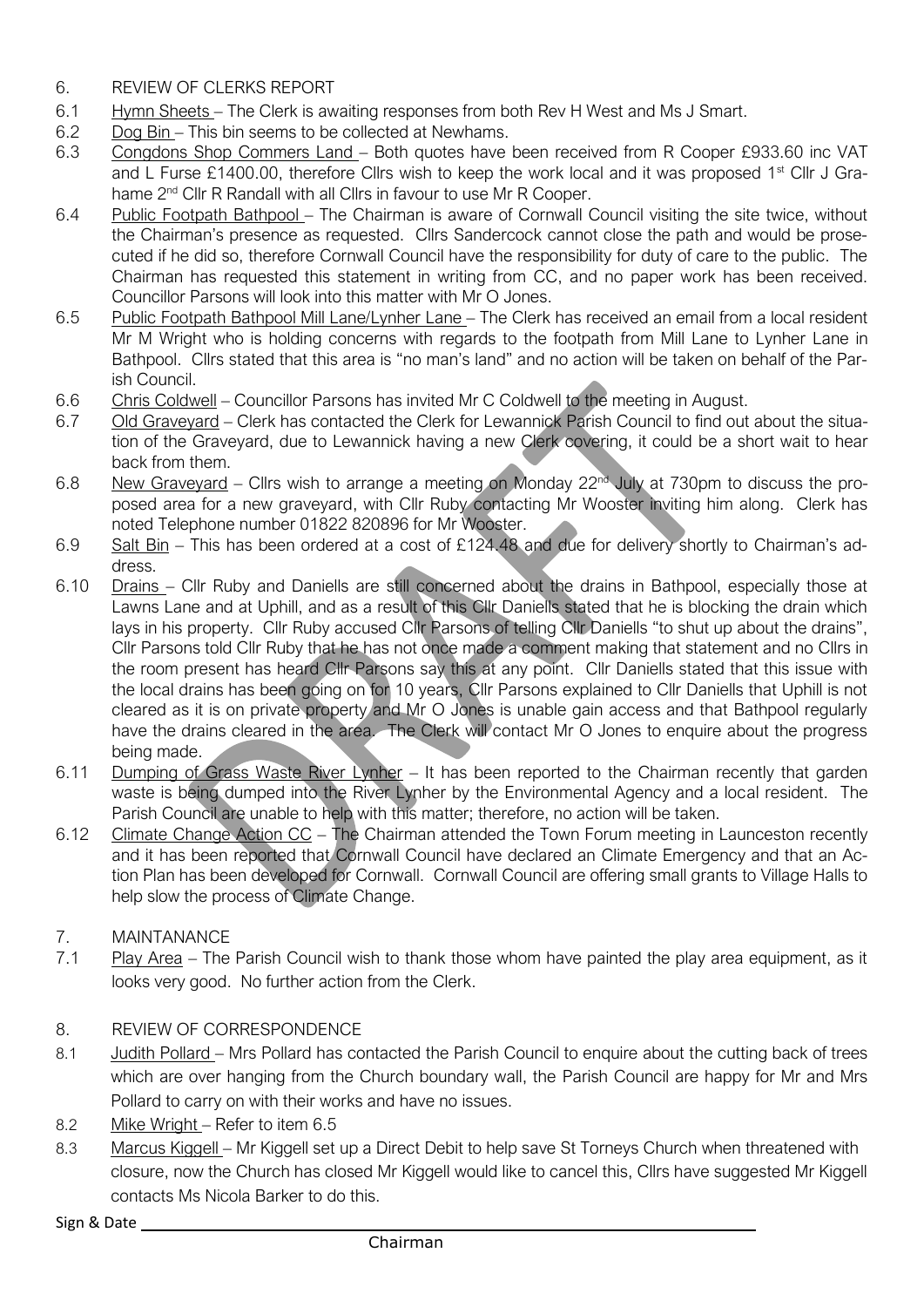6. REVIEW OF CLERKS REPORT

6.1 Hymn Sheets – The Clerk is awaiting responses from both Rev H West and Ms J Smart.

6.2 Dog Bin – This bin seems to be collected at Newhams.

6.3 Congdons Shop Commers Land – Both quotes have been received from R Cooper £933.60 inc VAT and L Furse £1400.00, therefore Cllrs wish to keep the work local and it was proposed 1st Cllr J Grahame 2nd Cllr R Randall with all Cllrs in favour to use Mr R Cooper.

6.4 Public Footpath Bathpool – The Chairman is aware of Cornwall Council visiting the site twice, without the Chairman's presence as requested. Cllrs Sandercock cannot close the path and would be prosecuted if he did so, therefore Cornwall Council have the responsibility for duty of care to the public. The Chairman has requested this statement in writing from CC, and no paper work has been received. Councillor Parsons will look into this matter with Mr O Jones.

6.5 Public Footpath Bathpool Mill Lane/Lynher Lane – The Clerk has received an email from a local resident Mr M Wright who is holding concerns with regards to the footpath from Mill Lane to Lynher Lane in Bathpool. Cllrs stated that this area is "no man's land" and no action will be taken on behalf of the Parish Council.

6.6 Chris Coldwell – Councillor Parsons has invited Mr C Coldwell to the meeting in August.

6.7 Old Graveyard – Clerk has contacted the Clerk for Lewannick Parish Council to find out about the situation of the Graveyard, due to Lewannick having a new Clerk covering, it could be a short wait to hear back from them.

6.8 New Graveyard – Cllrs wish to arrange a meeting on Monday 22nd July at 730pm to discuss the proposed area for a new graveyard, with Cllr Ruby contacting Mr Wooster inviting him along. Clerk has noted Telephone number 01822 820896 for Mr Wooster.

6.9 Salt Bin – This has been ordered at a cost of £124.48 and due for delivery shortly to Chairman's address.

6.10 Drains – Cllr Ruby and Daniells are still concerned about the drains in Bathpool, especially those at Lawns Lane and at Uphill, and as a result of this Cllr Daniells stated that he is blocking the drain which lays in his property. Cllr Ruby accused Cllr Parsons of telling Cllr Daniells "to shut up about the drains", Cllr Parsons told Cllr Ruby that he has not once made a comment making that statement and no Cllrs in the room present has heard Cllr Parsons say this at any point. Cllr Daniells stated that this issue with the local drains has been going on for 10 years, Cllr Parsons explained to Cllr Daniells that Uphill is not cleared as it is on private property and Mr O Jones is unable gain access and that Bathpool regularly have the drains cleared in the area. The Clerk will contact Mr O Jones to enquire about the progress being made.

6.11 Dumping of Grass Waste River Lynher – It has been reported to the Chairman recently that garden waste is being dumped into the River Lynher by the Environmental Agency and a local resident. The Parish Council are unable to help with this matter; therefore, no action will be taken.

6.12 Climate Change Action CC – The Chairman attended the Town Forum meeting in Launceston recently and it has been reported that Cornwall Council have declared an Climate Emergency and that an Action Plan has been developed for Cornwall. Cornwall Council are offering small grants to Village Halls to help slow the process of Climate Change.

7. MAINTANANCE

7.1 Play Area – The Parish Council wish to thank those whom have painted the play area equipment, as it looks very good. No further action from the Clerk.

8. REVIEW OF CORRESPONDENCE

8.1 Judith Pollard – Mrs Pollard has contacted the Parish Council to enquire about the cutting back of trees which are over hanging from the Church boundary wall, the Parish Council are happy for Mr and Mrs Pollard to carry on with their works and have no issues.

8.2 Mike Wright – Refer to item 6.5

8.3 Marcus Kiggell – Mr Kiggell set up a Direct Debit to help save St Torneys Church when threatened with closure, now the Church has closed Mr Kiggell would like to cancel this, Cllrs have suggested Mr Kiggell contacts Ms Nicola Barker to do this.

Sign & Date ______________________________

Chairman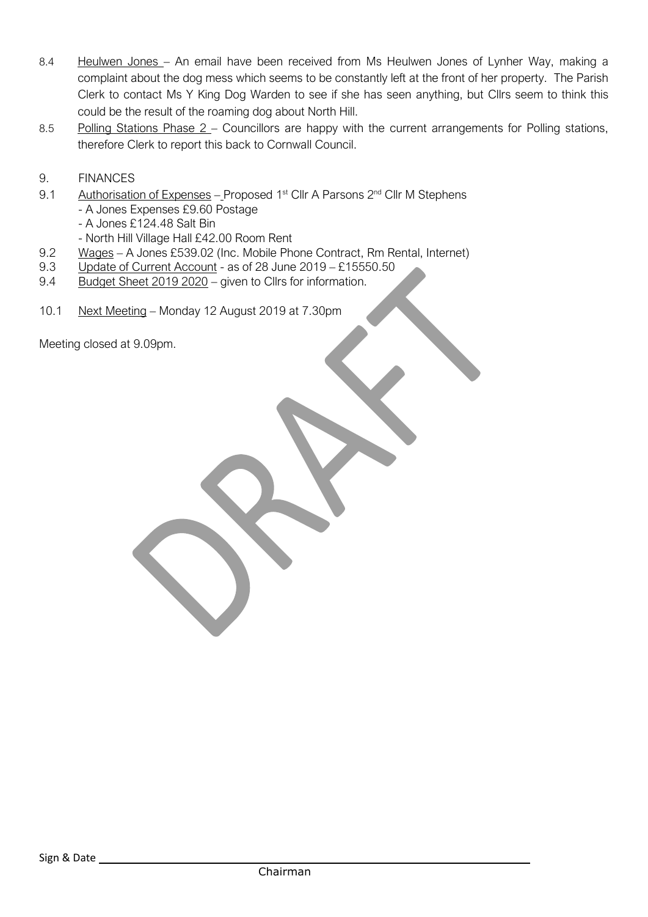8.4 Heulwen Jones – An email have been received from Ms Heulwen Jones of Lynher Way, making a complaint about the dog mess which seems to be constantly left at the front of her property. The Parish Clerk to contact Ms Y King Dog Warden to see if she has seen anything, but Cllrs seem to think this could be the result of the roaming dog about North Hill.

8.5 Polling Stations Phase 2 – Councillors are happy with the current arrangements for Polling stations, therefore Clerk to report this back to Cornwall Council.

9. FINANCES

9.1 Authorisation of Expenses – Proposed 1st Cllr A Parsons 2nd Cllr M Stephens
- A Jones Expenses £9.60 Postage
- A Jones £124.48 Salt Bin
- North Hill Village Hall £42.00 Room Rent

9.2 Wages – A Jones £539.02 (Inc. Mobile Phone Contract, Rm Rental, Internet)

9.3 Update of Current Account - as of 28 June 2019 – £15550.50

9.4 Budget Sheet 2019 2020 – given to Cllrs for information.

10.1 Next Meeting – Monday 12 August 2019 at 7.30pm

Meeting closed at 9.09pm.

DRAFT

Sign & Date ______________________________

Chairman